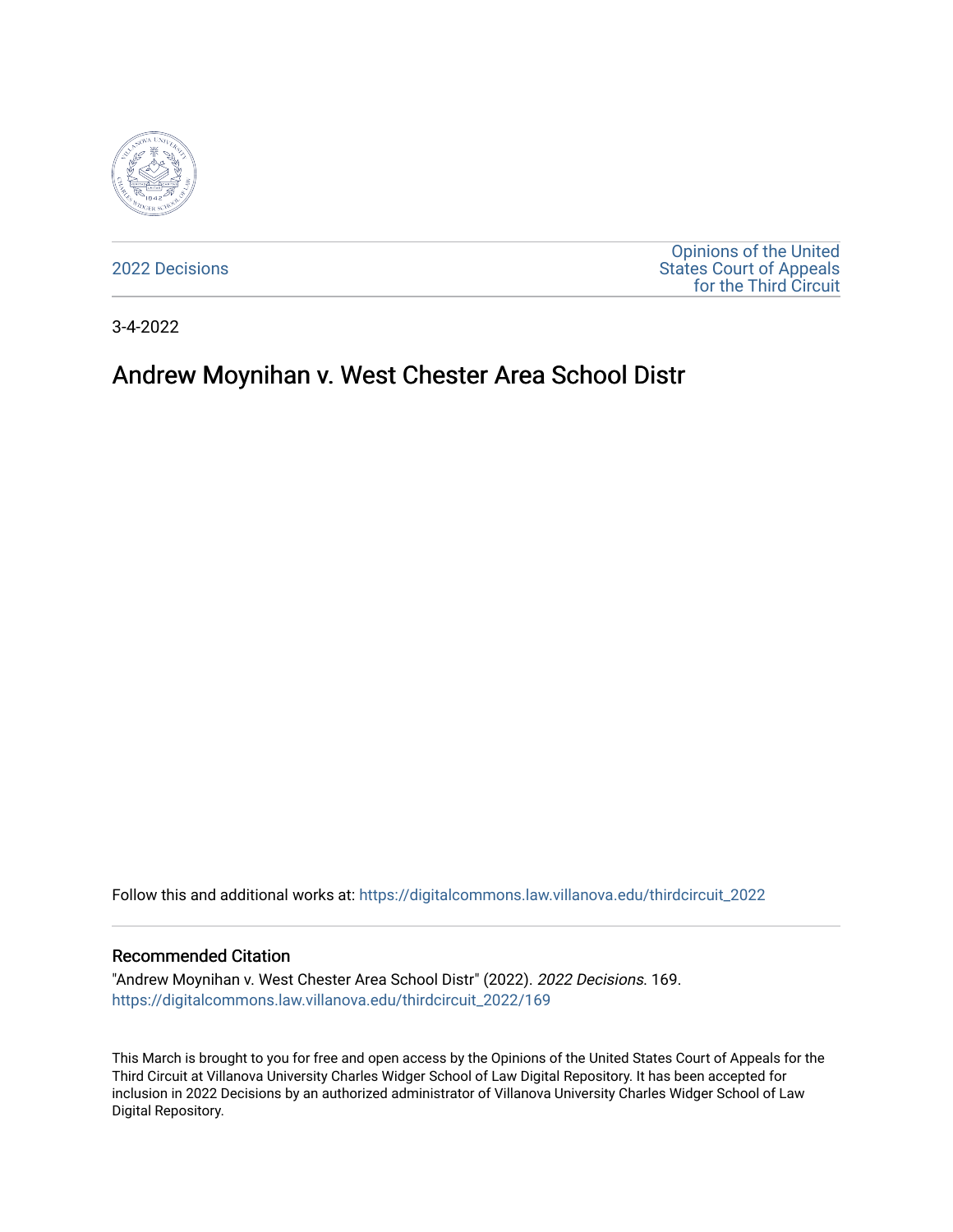2022 Decisions

Opinions of the United States Court of Appeals for the Third Circuit

3-4-2022

# Andrew Moynihan v. West Chester Area School Distr

Follow this and additional works at: https://digitalcommons.law.villanova.edu/thirdcircuit_2022

### Recommended Citation

"Andrew Moynihan v. West Chester Area School Distr" (2022). *2022 Decisions*. 169.
https://digitalcommons.law.villanova.edu/thirdcircuit_2022/169

This March is brought to you for free and open access by the Opinions of the United States Court of Appeals for the Third Circuit at Villanova University Charles Widger School of Law Digital Repository. It has been accepted for inclusion in 2022 Decisions by an authorized administrator of Villanova University Charles Widger School of Law Digital Repository.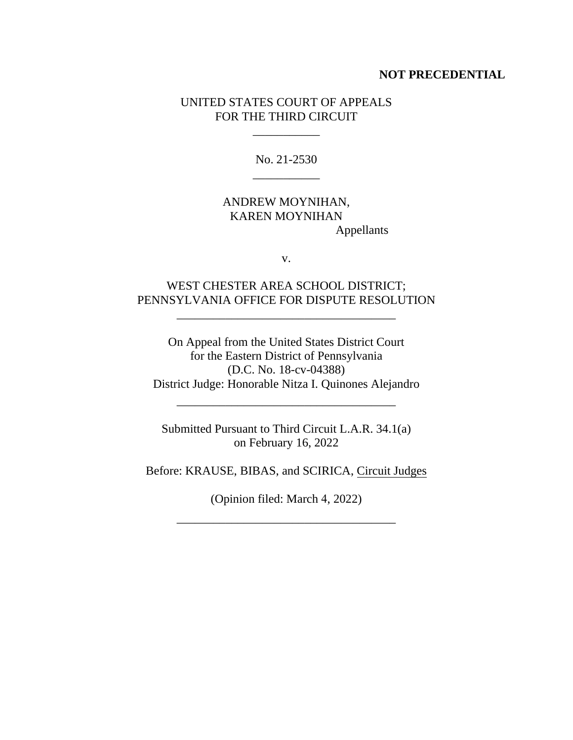**NOT PRECEDENTIAL**

UNITED STATES COURT OF APPEALS
FOR THE THIRD CIRCUIT

\_\_\_\_\_\_\_\_\_\_\_

No. 21-2530

\_\_\_\_\_\_\_\_\_\_\_

ANDREW MOYNIHAN,
KAREN MOYNIHAN
Appellants

v.

WEST CHESTER AREA SCHOOL DISTRICT;
PENNSYLVANIA OFFICE FOR DISPUTE RESOLUTION

\_\_\_\_\_\_\_\_\_\_\_\_\_\_\_\_\_\_\_\_\_\_\_\_\_\_\_\_\_\_\_\_\_\_\_\_

On Appeal from the United States District Court
for the Eastern District of Pennsylvania
(D.C. No. 18-cv-04388)
District Judge: Honorable Nitza I. Quinones Alejandro

\_\_\_\_\_\_\_\_\_\_\_\_\_\_\_\_\_\_\_\_\_\_\_\_\_\_\_\_\_\_\_\_\_\_\_\_

Submitted Pursuant to Third Circuit L.A.R. 34.1(a)
on February 16, 2022

Before: KRAUSE, BIBAS, and SCIRICA, Circuit Judges

(Opinion filed: March 4, 2022)

\_\_\_\_\_\_\_\_\_\_\_\_\_\_\_\_\_\_\_\_\_\_\_\_\_\_\_\_\_\_\_\_\_\_\_\_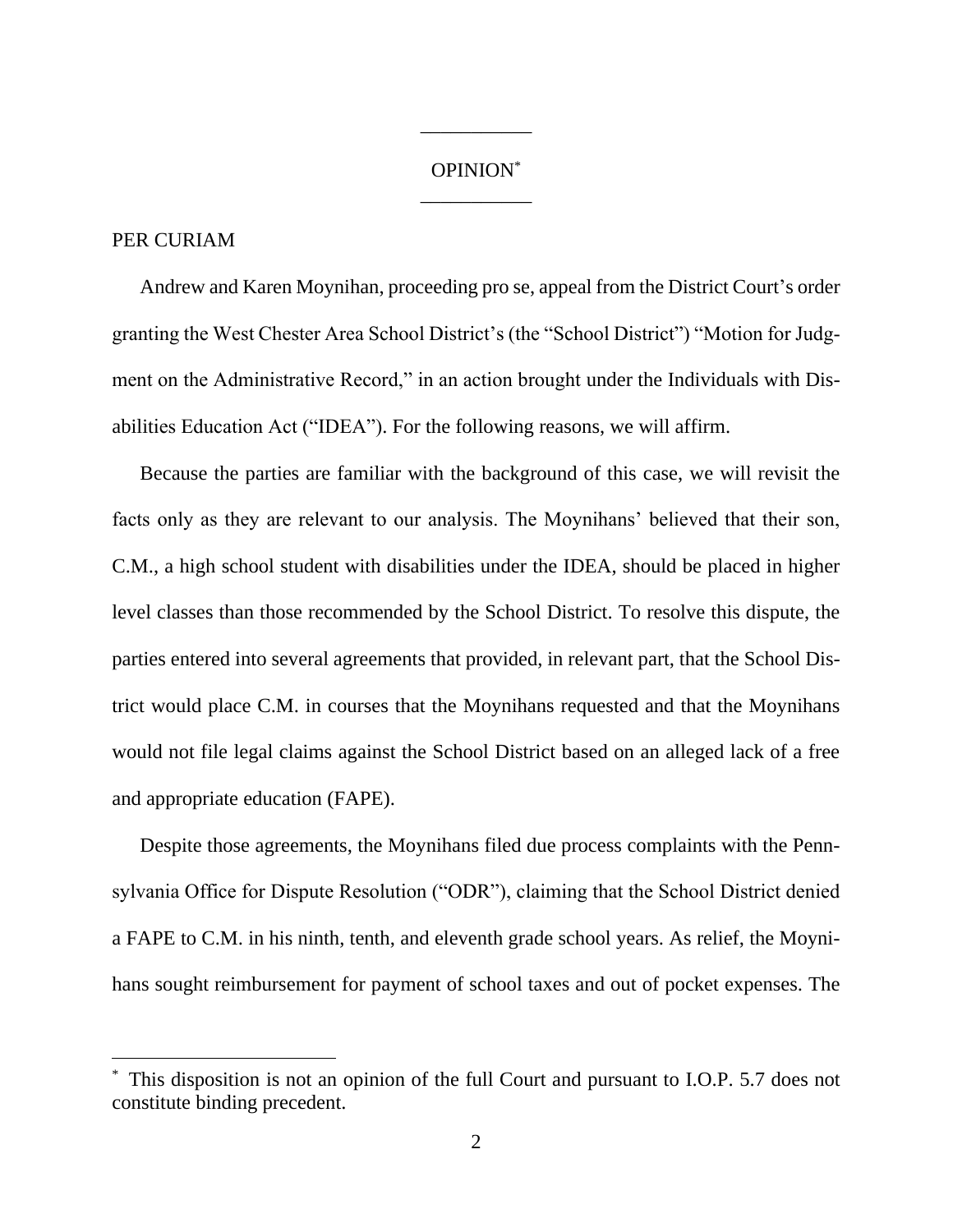---

OPINION*

---

PER CURIAM

Andrew and Karen Moynihan, proceeding pro se, appeal from the District Court's order granting the West Chester Area School District's (the "School District") "Motion for Judgment on the Administrative Record," in an action brought under the Individuals with Disabilities Education Act ("IDEA"). For the following reasons, we will affirm.

Because the parties are familiar with the background of this case, we will revisit the facts only as they are relevant to our analysis. The Moynihans' believed that their son, C.M., a high school student with disabilities under the IDEA, should be placed in higher level classes than those recommended by the School District. To resolve this dispute, the parties entered into several agreements that provided, in relevant part, that the School District would place C.M. in courses that the Moynihans requested and that the Moynihans would not file legal claims against the School District based on an alleged lack of a free and appropriate education (FAPE).

Despite those agreements, the Moynihans filed due process complaints with the Pennsylvania Office for Dispute Resolution ("ODR"), claiming that the School District denied a FAPE to C.M. in his ninth, tenth, and eleventh grade school years. As relief, the Moynihans sought reimbursement for payment of school taxes and out of pocket expenses. The

* This disposition is not an opinion of the full Court and pursuant to I.O.P. 5.7 does not constitute binding precedent.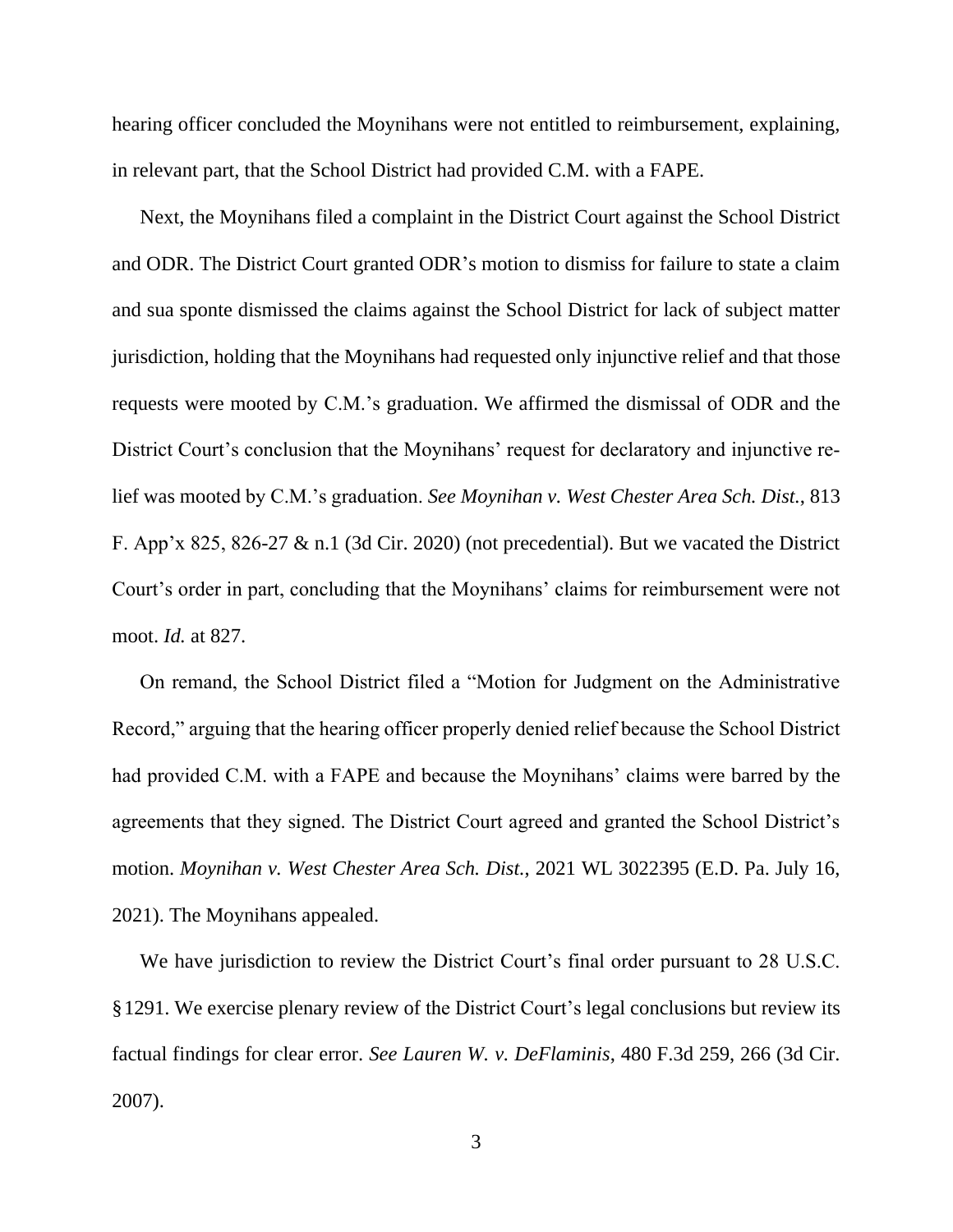hearing officer concluded the Moynihans were not entitled to reimbursement, explaining, in relevant part, that the School District had provided C.M. with a FAPE.

Next, the Moynihans filed a complaint in the District Court against the School District and ODR. The District Court granted ODR's motion to dismiss for failure to state a claim and sua sponte dismissed the claims against the School District for lack of subject matter jurisdiction, holding that the Moynihans had requested only injunctive relief and that those requests were mooted by C.M.'s graduation. We affirmed the dismissal of ODR and the District Court's conclusion that the Moynihans' request for declaratory and injunctive relief was mooted by C.M.'s graduation. *See Moynihan v. West Chester Area Sch. Dist.*, 813 F. App'x 825, 826-27 & n.1 (3d Cir. 2020) (not precedential). But we vacated the District Court's order in part, concluding that the Moynihans' claims for reimbursement were not moot. *Id.* at 827.

On remand, the School District filed a "Motion for Judgment on the Administrative Record," arguing that the hearing officer properly denied relief because the School District had provided C.M. with a FAPE and because the Moynihans' claims were barred by the agreements that they signed. The District Court agreed and granted the School District's motion. *Moynihan v. West Chester Area Sch. Dist.*, 2021 WL 3022395 (E.D. Pa. July 16, 2021). The Moynihans appealed.

We have jurisdiction to review the District Court's final order pursuant to 28 U.S.C. § 1291. We exercise plenary review of the District Court's legal conclusions but review its factual findings for clear error. *See Lauren W. v. DeFlaminis*, 480 F.3d 259, 266 (3d Cir. 2007).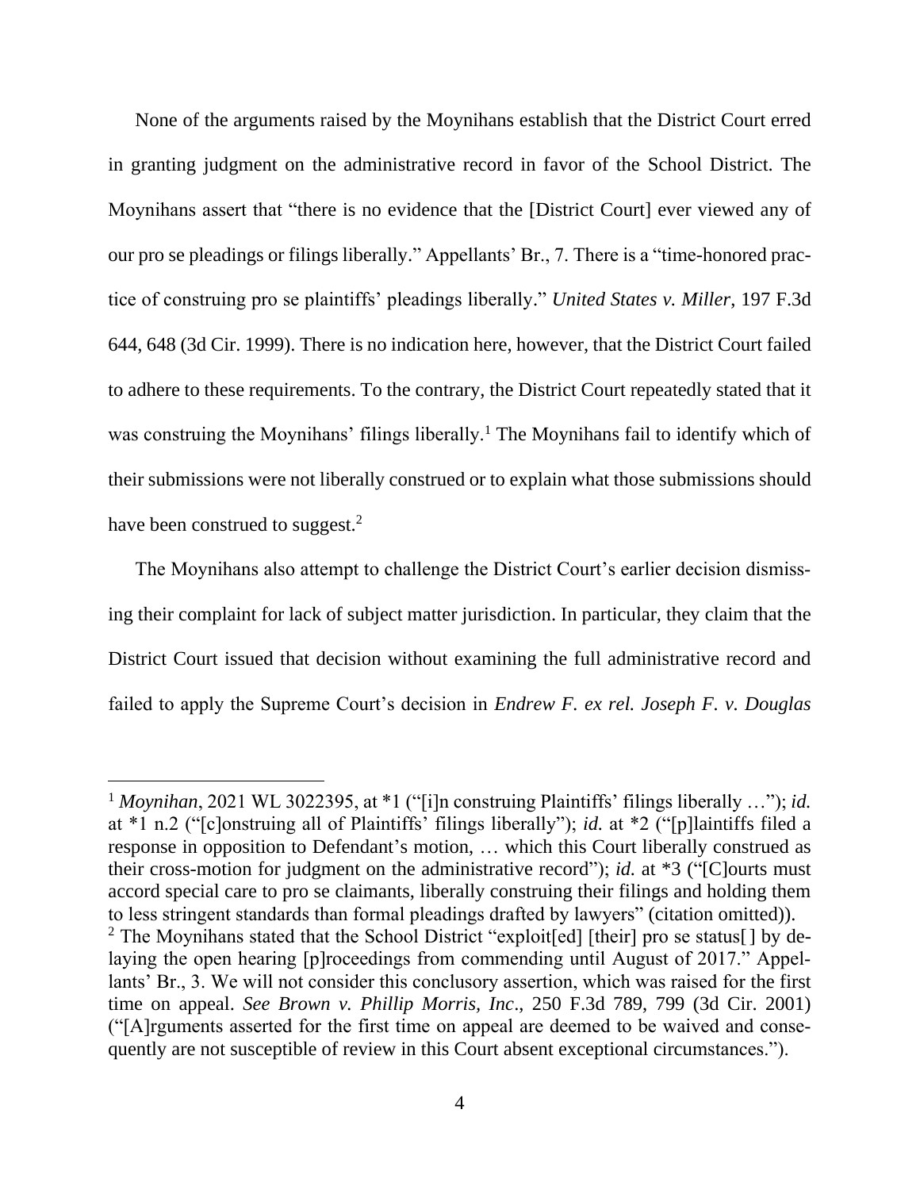None of the arguments raised by the Moynihans establish that the District Court erred in granting judgment on the administrative record in favor of the School District. The Moynihans assert that "there is no evidence that the [District Court] ever viewed any of our pro se pleadings or filings liberally." Appellants' Br., 7. There is a "time-honored practice of construing pro se plaintiffs' pleadings liberally." *United States v. Miller*, 197 F.3d 644, 648 (3d Cir. 1999). There is no indication here, however, that the District Court failed to adhere to these requirements. To the contrary, the District Court repeatedly stated that it was construing the Moynihans' filings liberally.[1] The Moynihans fail to identify which of their submissions were not liberally construed or to explain what those submissions should have been construed to suggest.[2]

The Moynihans also attempt to challenge the District Court's earlier decision dismissing their complaint for lack of subject matter jurisdiction. In particular, they claim that the District Court issued that decision without examining the full administrative record and failed to apply the Supreme Court's decision in *Endrew F. ex rel. Joseph F. v. Douglas*

---

[1] *Moynihan*, 2021 WL 3022395, at *1 ("[i]n construing Plaintiffs' filings liberally …"); *id.* at *1 n.2 ("[c]onstruing all of Plaintiffs' filings liberally"); *id.* at *2 ("[p]laintiffs filed a response in opposition to Defendant's motion, … which this Court liberally construed as their cross-motion for judgment on the administrative record"); *id.* at *3 ("[C]ourts must accord special care to pro se claimants, liberally construing their filings and holding them to less stringent standards than formal pleadings drafted by lawyers" (citation omitted)).

[2] The Moynihans stated that the School District "exploit[ed] [their] pro se status[ ] by delaying the open hearing [p]roceedings from commending until August of 2017." Appellants' Br., 3. We will not consider this conclusory assertion, which was raised for the first time on appeal. *See Brown v. Phillip Morris, Inc*., 250 F.3d 789, 799 (3d Cir. 2001) ("[A]rguments asserted for the first time on appeal are deemed to be waived and consequently are not susceptible of review in this Court absent exceptional circumstances.").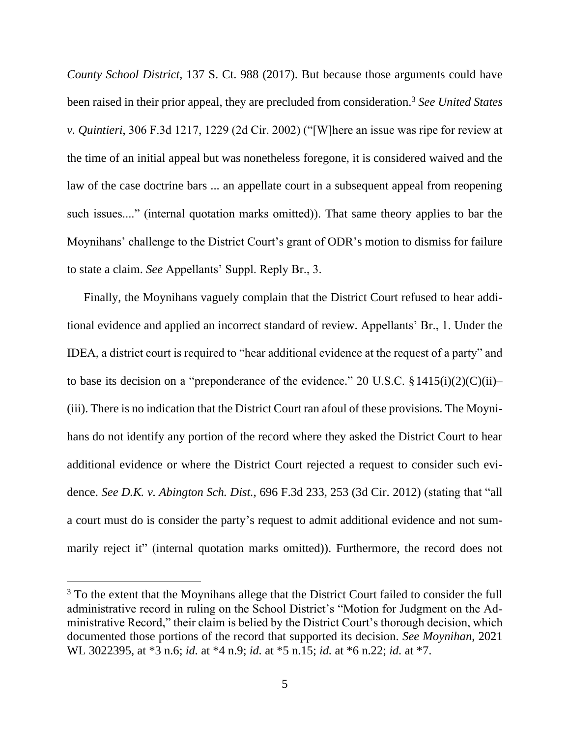*County School District*, 137 S. Ct. 988 (2017). But because those arguments could have been raised in their prior appeal, they are precluded from consideration.[3] *See United States v. Quintieri*, 306 F.3d 1217, 1229 (2d Cir. 2002) ("[W]here an issue was ripe for review at the time of an initial appeal but was nonetheless foregone, it is considered waived and the law of the case doctrine bars ... an appellate court in a subsequent appeal from reopening such issues...." (internal quotation marks omitted)). That same theory applies to bar the Moynihans' challenge to the District Court's grant of ODR's motion to dismiss for failure to state a claim. *See* Appellants' Suppl. Reply Br., 3.

Finally, the Moynihans vaguely complain that the District Court refused to hear additional evidence and applied an incorrect standard of review. Appellants' Br., 1. Under the IDEA, a district court is required to "hear additional evidence at the request of a party" and to base its decision on a "preponderance of the evidence." 20 U.S.C. § 1415(i)(2)(C)(ii)–(iii). There is no indication that the District Court ran afoul of these provisions. The Moynihans do not identify any portion of the record where they asked the District Court to hear additional evidence or where the District Court rejected a request to consider such evidence. *See D.K. v. Abington Sch. Dist.*, 696 F.3d 233, 253 (3d Cir. 2012) (stating that "all a court must do is consider the party's request to admit additional evidence and not summarily reject it" (internal quotation marks omitted)). Furthermore, the record does not

---

[3] To the extent that the Moynihans allege that the District Court failed to consider the full administrative record in ruling on the School District's "Motion for Judgment on the Administrative Record," their claim is belied by the District Court's thorough decision, which documented those portions of the record that supported its decision. *See Moynihan*, 2021 WL 3022395, at *3 n.6; *id.* at *4 n.9; *id.* at *5 n.15; *id.* at *6 n.22; *id.* at *7.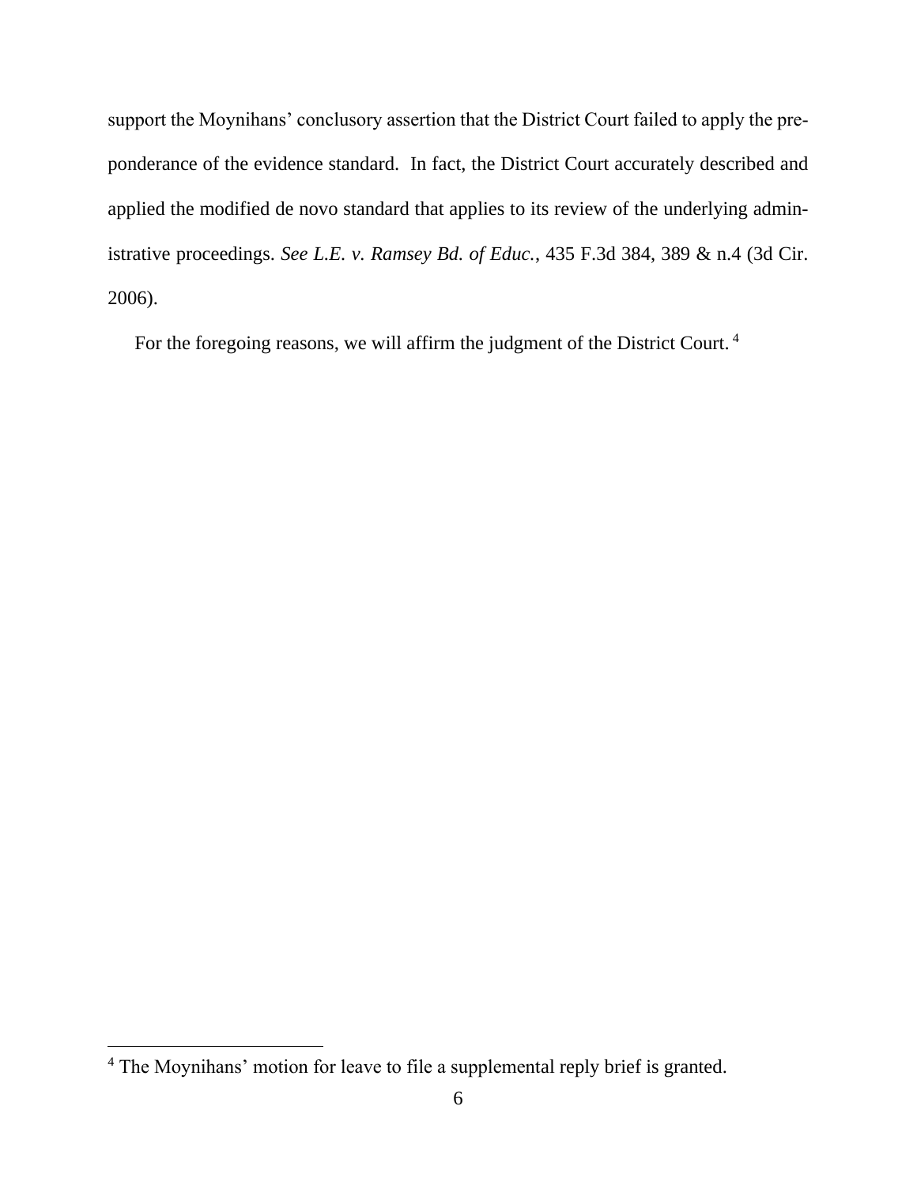support the Moynihans' conclusory assertion that the District Court failed to apply the preponderance of the evidence standard. In fact, the District Court accurately described and applied the modified de novo standard that applies to its review of the underlying administrative proceedings. *See L.E. v. Ramsey Bd. of Educ.*, 435 F.3d 384, 389 & n.4 (3d Cir. 2006).

For the foregoing reasons, we will affirm the judgment of the District Court.[4]

---

[4] The Moynihans' motion for leave to file a supplemental reply brief is granted.